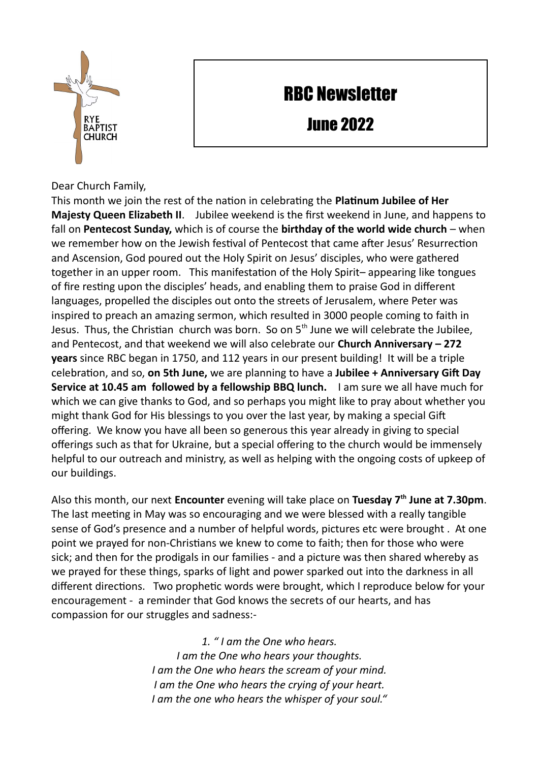RYE BAPTIST CHURCH

# RBC Newsletter

## June 2022

Dear Church Family,

This month we join the rest of the nation in celebrating the **Platinum Jubilee of Her Majesty Queen Elizabeth II**. Jubilee weekend is the first weekend in June, and happens to fall on **Pentecost Sunday,** which is of course the **birthday of the world wide church** – when we remember how on the Jewish festival of Pentecost that came after Jesus' Resurrection and Ascension, God poured out the Holy Spirit on Jesus' disciples, who were gathered together in an upper room. This manifestation of the Holy Spirit– appearing like tongues of fire resting upon the disciples' heads, and enabling them to praise God in different languages, propelled the disciples out onto the streets of Jerusalem, where Peter was inspired to preach an amazing sermon, which resulted in 3000 people coming to faith in Jesus. Thus, the Christian church was born. So on 5th June we will celebrate the Jubilee, and Pentecost, and that weekend we will also celebrate our **Church Anniversary – 272 years** since RBC began in 1750, and 112 years in our present building! It will be a triple celebration, and so, **on 5th June,** we are planning to have a **Jubilee + Anniversary Gift Day Service at 10.45 am followed by a fellowship BBQ lunch.** I am sure we all have much for which we can give thanks to God, and so perhaps you might like to pray about whether you might thank God for His blessings to you over the last year, by making a special Gift offering. We know you have all been so generous this year already in giving to special offerings such as that for Ukraine, but a special offering to the church would be immensely helpful to our outreach and ministry, as well as helping with the ongoing costs of upkeep of our buildings.

Also this month, our next **Encounter** evening will take place on **Tuesday 7th June at 7.30pm**. The last meeting in May was so encouraging and we were blessed with a really tangible sense of God's presence and a number of helpful words, pictures etc were brought . At one point we prayed for non-Christians we knew to come to faith; then for those who were sick; and then for the prodigals in our families - and a picture was then shared whereby as we prayed for these things, sparks of light and power sparked out into the darkness in all different directions. Two prophetic words were brought, which I reproduce below for your encouragement - a reminder that God knows the secrets of our hearts, and has compassion for our struggles and sadness:-

*1. " I am the One who hears.*
*I am the One who hears your thoughts.*
*I am the One who hears the scream of your mind.*
*I am the One who hears the crying of your heart.*
*I am the one who hears the whisper of your soul."*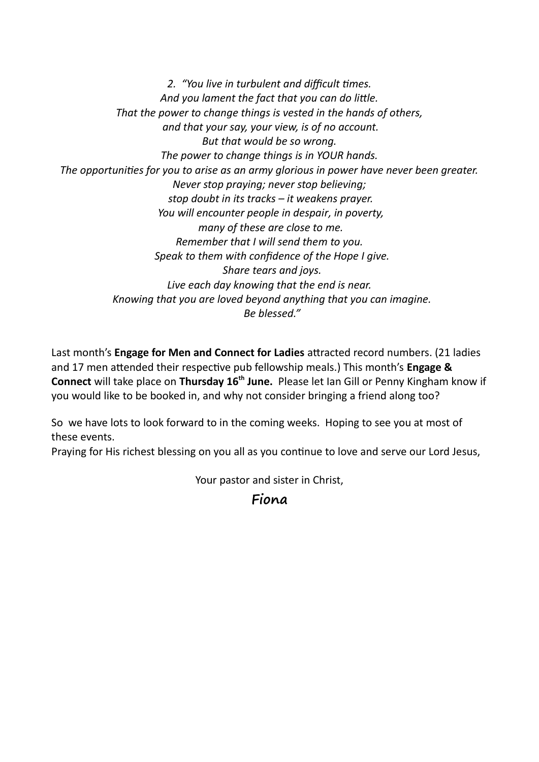*2. "You live in turbulent and difficult times.*
*And you lament the fact that you can do little.*
*That the power to change things is vested in the hands of others,*
*and that your say, your view, is of no account.*
*But that would be so wrong.*
*The power to change things is in YOUR hands.*
*The opportunities for you to arise as an army glorious in power have never been greater.*
*Never stop praying; never stop believing;*
*stop doubt in its tracks – it weakens prayer.*
*You will encounter people in despair, in poverty,*
*many of these are close to me.*
*Remember that I will send them to you.*
*Speak to them with confidence of the Hope I give.*
*Share tears and joys.*
*Live each day knowing that the end is near.*
*Knowing that you are loved beyond anything that you can imagine.*
*Be blessed."*

Last month's **Engage for Men and Connect for Ladies** attracted record numbers. (21 ladies and 17 men attended their respective pub fellowship meals.) This month's **Engage & Connect** will take place on **Thursday 16th June.** Please let Ian Gill or Penny Kingham know if you would like to be booked in, and why not consider bringing a friend along too?

So we have lots to look forward to in the coming weeks. Hoping to see you at most of these events.
Praying for His richest blessing on you all as you continue to love and serve our Lord Jesus,

Your pastor and sister in Christ,

**Fiona**